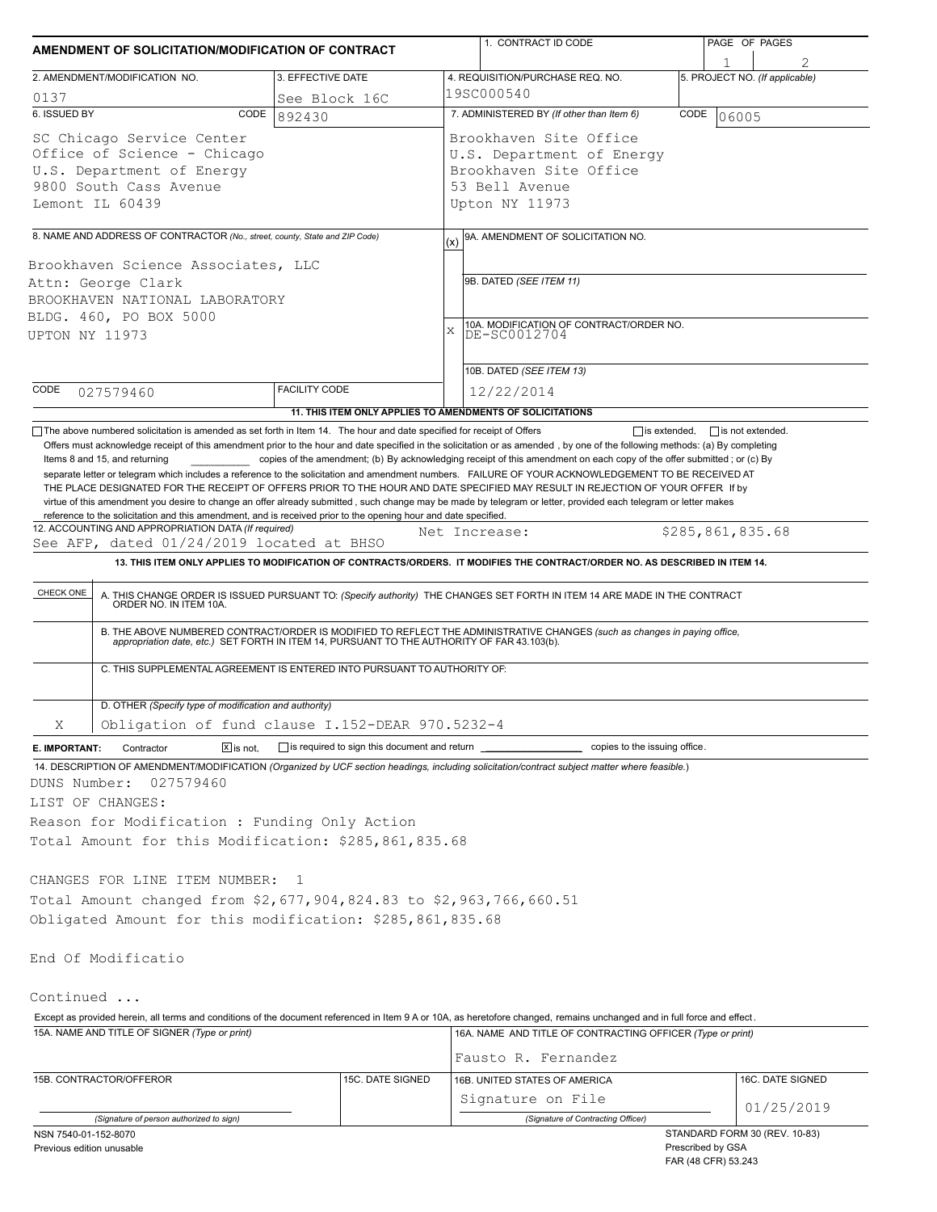## AMENDMENT OF SOLICITATION/MODIFICATION OF CONTRACT

| 1. CONTRACT ID CODE | PAGE OF PAGES |
|---|---|
| | 1 2 |

| 2. AMENDMENT/MODIFICATION NO. | 3. EFFECTIVE DATE | 4. REQUISITION/PURCHASE REQ. NO. | 5. PROJECT NO. (If applicable) |
|---|---|---|---|
| 0137 | See Block 16C | 19SC000540 | |

| 6. ISSUED BY CODE 892430 | 7. ADMINISTERED BY (If other than Item 6) CODE 06005 |
|---|---|
| SC Chicago Service Center<br>Office of Science - Chicago<br>U.S. Department of Energy<br>9800 South Cass Avenue<br>Lemont IL 60439 | Brookhaven Site Office<br>U.S. Department of Energy<br>Brookhaven Site Office<br>53 Bell Avenue<br>Upton NY 11973 |

**8. NAME AND ADDRESS OF CONTRACTOR** (No., street, county, State and ZIP Code)

Brookhaven Science Associates, LLC
Attn: George Clark
BROOKHAVEN NATIONAL LABORATORY
BLDG. 460, PO BOX 5000
UPTON NY 11973

CODE 027579460 FACILITY CODE

(x) 9A. AMENDMENT OF SOLICITATION NO.

9B. DATED (SEE ITEM 11)

X 10A. MODIFICATION OF CONTRACT/ORDER NO. DE-SC0012704

10B. DATED (SEE ITEM 13) 12/22/2014

**11. THIS ITEM ONLY APPLIES TO AMENDMENTS OF SOLICITATIONS**

☐ The above numbered solicitation is amended as set forth in Item 14. The hour and date specified for receipt of Offers ☐ is extended, ☐ is not extended.

Offers must acknowledge receipt of this amendment prior to the hour and date specified in the solicitation or as amended , by one of the following methods: (a) By completing Items 8 and 15, and returning ________ copies of the amendment; (b) By acknowledging receipt of this amendment on each copy of the offer submitted ; or (c) By separate letter or telegram which includes a reference to the solicitation and amendment numbers. FAILURE OF YOUR ACKNOWLEDGEMENT TO BE RECEIVED AT THE PLACE DESIGNATED FOR THE RECEIPT OF OFFERS PRIOR TO THE HOUR AND DATE SPECIFIED MAY RESULT IN REJECTION OF YOUR OFFER If by virtue of this amendment you desire to change an offer already submitted , such change may be made by telegram or letter, provided each telegram or letter makes reference to the solicitation and this amendment, and is received prior to the opening hour and date specified.

**12. ACCOUNTING AND APPROPRIATION DATA** (If required)
See AFP, dated 01/24/2019 located at BHSO — Net Increase: $285,861,835.68

**13. THIS ITEM ONLY APPLIES TO MODIFICATION OF CONTRACTS/ORDERS. IT MODIFIES THE CONTRACT/ORDER NO. AS DESCRIBED IN ITEM 14.**

| CHECK ONE | |
|---|---|
| | A. THIS CHANGE ORDER IS ISSUED PURSUANT TO: (Specify authority) THE CHANGES SET FORTH IN ITEM 14 ARE MADE IN THE CONTRACT ORDER NO. IN ITEM 10A. |
| | B. THE ABOVE NUMBERED CONTRACT/ORDER IS MODIFIED TO REFLECT THE ADMINISTRATIVE CHANGES (such as changes in paying office, appropriation date, etc.) SET FORTH IN ITEM 14, PURSUANT TO THE AUTHORITY OF FAR 43.103(b). |
| | C. THIS SUPPLEMENTAL AGREEMENT IS ENTERED INTO PURSUANT TO AUTHORITY OF: |
| X | D. OTHER (Specify type of modification and authority)<br>Obligation of fund clause I.152-DEAR 970.5232-4 |

**E. IMPORTANT:** Contractor ☒ is not, ☐ is required to sign this document and return ________ copies to the issuing office.

**14. DESCRIPTION OF AMENDMENT/MODIFICATION** (Organized by UCF section headings, including solicitation/contract subject matter where feasible.)

DUNS Number: 027579460
LIST OF CHANGES:
Reason for Modification : Funding Only Action
Total Amount for this Modification: $285,861,835.68

CHANGES FOR LINE ITEM NUMBER: 1
Total Amount changed from $2,677,904,824.83 to $2,963,766,660.51
Obligated Amount for this modification: $285,861,835.68

End Of Modificatio

Continued ...

Except as provided herein, all terms and conditions of the document referenced in Item 9 A or 10A, as heretofore changed, remains unchanged and in full force and effect.

| 15A. NAME AND TITLE OF SIGNER (Type or print) | | 16A. NAME AND TITLE OF CONTRACTING OFFICER (Type or print) | |
|---|---|---|---|
| | | Fausto R. Fernandez | |
| 15B. CONTRACTOR/OFFEROR | 15C. DATE SIGNED | 16B. UNITED STATES OF AMERICA | 16C. DATE SIGNED |
| (Signature of person authorized to sign) | | Signature on File<br>(Signature of Contracting Officer) | 01/25/2019 |

NSN 7540-01-152-8070
Previous edition unusable

STANDARD FORM 30 (REV. 10-83)
Prescribed by GSA
FAR (48 CFR) 53.243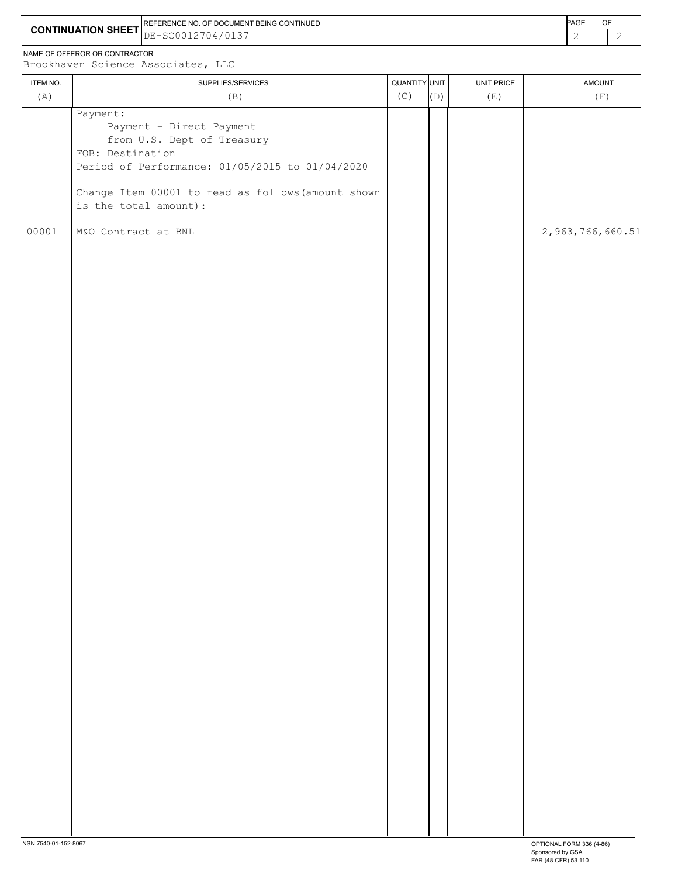**CONTINUATION SHEET**

REFERENCE NO. OF DOCUMENT BEING CONTINUED: DE-SC0012704/0137

NAME OF OFFEROR OR CONTRACTOR: Brookhaven Science Associates, LLC

| ITEM NO. (A) | SUPPLIES/SERVICES (B) | QUANTITY (C) | UNIT (D) | UNIT PRICE (E) | AMOUNT (F) |
|---|---|---|---|---|---|
| | Payment:<br>Payment - Direct Payment<br>from U.S. Dept of Treasury<br>FOB: Destination<br>Period of Performance: 01/05/2015 to 01/04/2020<br><br>Change Item 00001 to read as follows(amount shown is the total amount): | | | | |
| 00001 | M&O Contract at BNL | | | | 2,963,766,660.51 |

NSN 7540-01-152-8067

OPTIONAL FORM 336 (4-86)
Sponsored by GSA
FAR (48 CFR) 53.110